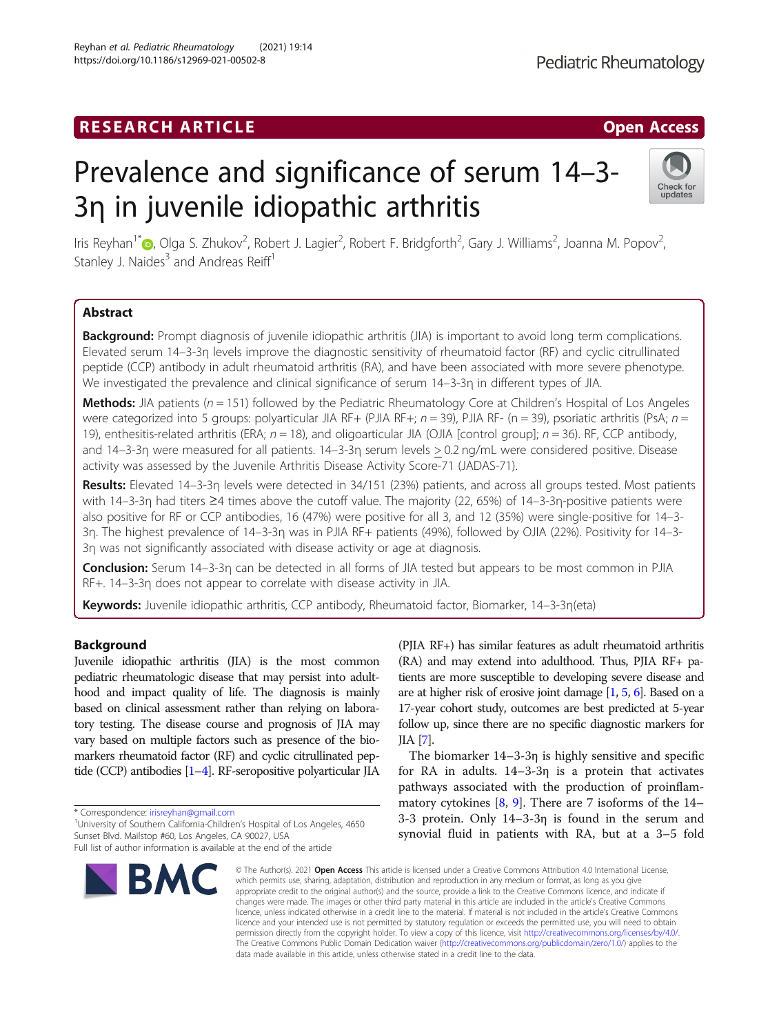RESEARCH ARTICLE

Open Access

# Prevalence and significance of serum 14–3-3η in juvenile idiopathic arthritis

Iris Reyhan[1*], Olga S. Zhukov[2], Robert J. Lagier[2], Robert F. Bridgforth[2], Gary J. Williams[2], Joanna M. Popov[2], Stanley J. Naides[3] and Andreas Reiff[1]

## Abstract

**Background:** Prompt diagnosis of juvenile idiopathic arthritis (JIA) is important to avoid long term complications. Elevated serum 14–3-3η levels improve the diagnostic sensitivity of rheumatoid factor (RF) and cyclic citrullinated peptide (CCP) antibody in adult rheumatoid arthritis (RA), and have been associated with more severe phenotype. We investigated the prevalence and clinical significance of serum 14–3-3η in different types of JIA.

**Methods:** JIA patients ($n = 151$) followed by the Pediatric Rheumatology Core at Children's Hospital of Los Angeles were categorized into 5 groups: polyarticular JIA RF+ (PJIA RF+; $n = 39$), PJIA RF- ($n = 39$), psoriatic arthritis (PsA; $n = 19$), enthesitis-related arthritis (ERA; $n = 18$), and oligoarticular JIA (OJIA [control group]; $n = 36$). RF, CCP antibody, and 14–3-3η were measured for all patients. 14–3-3η serum levels $\geq$ 0.2 ng/mL were considered positive. Disease activity was assessed by the Juvenile Arthritis Disease Activity Score-71 (JADAS-71).

**Results:** Elevated 14–3-3η levels were detected in 34/151 (23%) patients, and across all groups tested. Most patients with 14–3-3η had titers ≥4 times above the cutoff value. The majority (22, 65%) of 14–3-3η-positive patients were also positive for RF or CCP antibodies, 16 (47%) were positive for all 3, and 12 (35%) were single-positive for 14–3-3η. The highest prevalence of 14–3-3η was in PJIA RF+ patients (49%), followed by OJIA (22%). Positivity for 14–3-3η was not significantly associated with disease activity or age at diagnosis.

**Conclusion:** Serum 14–3-3η can be detected in all forms of JIA tested but appears to be most common in PJIA RF+. 14–3-3η does not appear to correlate with disease activity in JIA.

**Keywords:** Juvenile idiopathic arthritis, CCP antibody, Rheumatoid factor, Biomarker, 14–3-3η(eta)

## Background

Juvenile idiopathic arthritis (JIA) is the most common pediatric rheumatologic disease that may persist into adulthood and impact quality of life. The diagnosis is mainly based on clinical assessment rather than relying on laboratory testing. The disease course and prognosis of JIA may vary based on multiple factors such as presence of the biomarkers rheumatoid factor (RF) and cyclic citrullinated peptide (CCP) antibodies [1–4]. RF-seropositive polyarticular JIA (PJIA RF+) has similar features as adult rheumatoid arthritis (RA) and may extend into adulthood. Thus, PJIA RF+ patients are more susceptible to developing severe disease and are at higher risk of erosive joint damage [1, 5, 6]. Based on a 17-year cohort study, outcomes are best predicted at 5-year follow up, since there are no specific diagnostic markers for JIA [7].

The biomarker 14–3-3η is highly sensitive and specific for RA in adults. 14–3-3η is a protein that activates pathways associated with the production of proinflammatory cytokines [8, 9]. There are 7 isoforms of the 14–3-3 protein. Only 14–3-3η is found in the serum and synovial fluid in patients with RA, but at a 3–5 fold

* Correspondence: irisreyhan@gmail.com
[1]University of Southern California-Children's Hospital of Los Angeles, 4650 Sunset Blvd. Mailstop #60, Los Angeles, CA 90027, USA
Full list of author information is available at the end of the article

© The Author(s). 2021 **Open Access** This article is licensed under a Creative Commons Attribution 4.0 International License, which permits use, sharing, adaptation, distribution and reproduction in any medium or format, as long as you give appropriate credit to the original author(s) and the source, provide a link to the Creative Commons licence, and indicate if changes were made. The images or other third party material in this article are included in the article's Creative Commons licence, unless indicated otherwise in a credit line to the material. If material is not included in the article's Creative Commons licence and your intended use is not permitted by statutory regulation or exceeds the permitted use, you will need to obtain permission directly from the copyright holder. To view a copy of this licence, visit http://creativecommons.org/licenses/by/4.0/. The Creative Commons Public Domain Dedication waiver (http://creativecommons.org/publicdomain/zero/1.0/) applies to the data made available in this article, unless otherwise stated in a credit line to the data.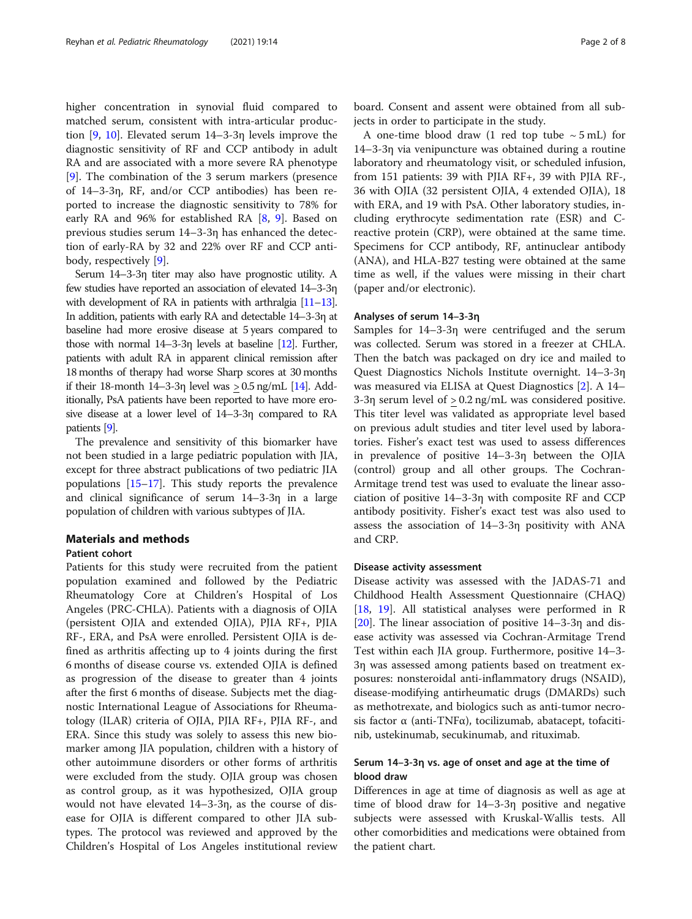higher concentration in synovial fluid compared to matched serum, consistent with intra-articular production [9, 10]. Elevated serum 14–3-3η levels improve the diagnostic sensitivity of RF and CCP antibody in adult RA and are associated with a more severe RA phenotype [9]. The combination of the 3 serum markers (presence of 14–3-3η, RF, and/or CCP antibodies) has been reported to increase the diagnostic sensitivity to 78% for early RA and 96% for established RA [8, 9]. Based on previous studies serum 14–3-3η has enhanced the detection of early-RA by 32 and 22% over RF and CCP antibody, respectively [9].

Serum 14–3-3η titer may also have prognostic utility. A few studies have reported an association of elevated 14–3-3η with development of RA in patients with arthralgia [11–13]. In addition, patients with early RA and detectable 14–3-3η at baseline had more erosive disease at 5 years compared to those with normal 14–3-3η levels at baseline [12]. Further, patients with adult RA in apparent clinical remission after 18 months of therapy had worse Sharp scores at 30 months if their 18-month 14–3-3η level was $\geq$ 0.5 ng/mL [14]. Additionally, PsA patients have been reported to have more erosive disease at a lower level of 14–3-3η compared to RA patients [9].

The prevalence and sensitivity of this biomarker have not been studied in a large pediatric population with JIA, except for three abstract publications of two pediatric JIA populations [15–17]. This study reports the prevalence and clinical significance of serum 14–3-3η in a large population of children with various subtypes of JIA.

## Materials and methods

### Patient cohort

Patients for this study were recruited from the patient population examined and followed by the Pediatric Rheumatology Core at Children's Hospital of Los Angeles (PRC-CHLA). Patients with a diagnosis of OJIA (persistent OJIA and extended OJIA), PJIA RF+, PJIA RF-, ERA, and PsA were enrolled. Persistent OJIA is defined as arthritis affecting up to 4 joints during the first 6 months of disease course vs. extended OJIA is defined as progression of the disease to greater than 4 joints after the first 6 months of disease. Subjects met the diagnostic International League of Associations for Rheumatology (ILAR) criteria of OJIA, PJIA RF+, PJIA RF-, and ERA. Since this study was solely to assess this new biomarker among JIA population, children with a history of other autoimmune disorders or other forms of arthritis were excluded from the study. OJIA group was chosen as control group, as it was hypothesized, OJIA group would not have elevated 14–3-3η, as the course of disease for OJIA is different compared to other JIA subtypes. The protocol was reviewed and approved by the Children's Hospital of Los Angeles institutional review board. Consent and assent were obtained from all subjects in order to participate in the study.

A one-time blood draw (1 red top tube ~ 5 mL) for 14–3-3η via venipuncture was obtained during a routine laboratory and rheumatology visit, or scheduled infusion, from 151 patients: 39 with PJIA RF+, 39 with PJIA RF-, 36 with OJIA (32 persistent OJIA, 4 extended OJIA), 18 with ERA, and 19 with PsA. Other laboratory studies, including erythrocyte sedimentation rate (ESR) and C-reactive protein (CRP), were obtained at the same time. Specimens for CCP antibody, RF, antinuclear antibody (ANA), and HLA-B27 testing were obtained at the same time as well, if the values were missing in their chart (paper and/or electronic).

### Analyses of serum 14–3-3η

Samples for 14–3-3η were centrifuged and the serum was collected. Serum was stored in a freezer at CHLA. Then the batch was packaged on dry ice and mailed to Quest Diagnostics Nichols Institute overnight. 14–3-3η was measured via ELISA at Quest Diagnostics [2]. A 14–3-3η serum level of $\geq$ 0.2 ng/mL was considered positive. This titer level was validated as appropriate level based on previous adult studies and titer level used by laboratories. Fisher's exact test was used to assess differences in prevalence of positive 14–3-3η between the OJIA (control) group and all other groups. The Cochran-Armitage trend test was used to evaluate the linear association of positive 14–3-3η with composite RF and CCP antibody positivity. Fisher's exact test was also used to assess the association of 14–3-3η positivity with ANA and CRP.

### Disease activity assessment

Disease activity was assessed with the JADAS-71 and Childhood Health Assessment Questionnaire (CHAQ) [18, 19]. All statistical analyses were performed in R [20]. The linear association of positive 14–3-3η and disease activity was assessed via Cochran-Armitage Trend Test within each JIA group. Furthermore, positive 14–3-3η was assessed among patients based on treatment exposures: nonsteroidal anti-inflammatory drugs (NSAID), disease-modifying antirheumatic drugs (DMARDs) such as methotrexate, and biologics such as anti-tumor necrosis factor α (anti-TNFα), tocilizumab, abatacept, tofacitinib, ustekinumab, secukinumab, and rituximab.

### Serum 14–3-3η vs. age of onset and age at the time of blood draw

Differences in age at time of diagnosis as well as age at time of blood draw for 14–3-3η positive and negative subjects were assessed with Kruskal-Wallis tests. All other comorbidities and medications were obtained from the patient chart.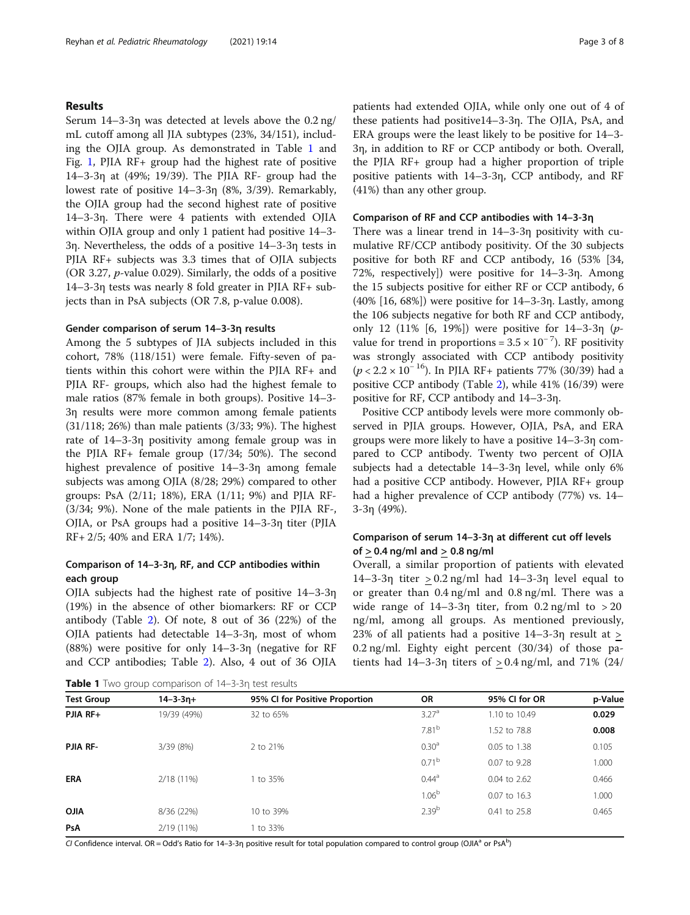## Results

Serum 14–3-3η was detected at levels above the 0.2 ng/mL cutoff among all JIA subtypes (23%, 34/151), including the OJIA group. As demonstrated in Table 1 and Fig. 1, PJIA RF+ group had the highest rate of positive 14–3-3η at (49%; 19/39). The PJIA RF- group had the lowest rate of positive 14–3-3η (8%, 3/39). Remarkably, the OJIA group had the second highest rate of positive 14–3-3η. There were 4 patients with extended OJIA within OJIA group and only 1 patient had positive 14–3-3η. Nevertheless, the odds of a positive 14–3-3η tests in PJIA RF+ subjects was 3.3 times that of OJIA subjects (OR 3.27, *p*-value 0.029). Similarly, the odds of a positive 14–3-3η tests was nearly 8 fold greater in PJIA RF+ subjects than in PsA subjects (OR 7.8, p-value 0.008).

### Gender comparison of serum 14–3-3η results

Among the 5 subtypes of JIA subjects included in this cohort, 78% (118/151) were female. Fifty-seven of patients within this cohort were within the PJIA RF+ and PJIA RF- groups, which also had the highest female to male ratios (87% female in both groups). Positive 14–3-3η results were more common among female patients (31/118; 26%) than male patients (3/33; 9%). The highest rate of 14–3-3η positivity among female group was in the PJIA RF+ female group (17/34; 50%). The second highest prevalence of positive 14–3-3η among female subjects was among OJIA (8/28; 29%) compared to other groups: PsA (2/11; 18%), ERA (1/11; 9%) and PJIA RF- (3/34; 9%). None of the male patients in the PJIA RF-, OJIA, or PsA groups had a positive 14–3-3η titer (PJIA RF+ 2/5; 40% and ERA 1/7; 14%).

### Comparison of 14–3-3η, RF, and CCP antibodies within each group

OJIA subjects had the highest rate of positive 14–3-3η (19%) in the absence of other biomarkers: RF or CCP antibody (Table 2). Of note, 8 out of 36 (22%) of the OJIA patients had detectable 14–3-3η, most of whom (88%) were positive for only 14–3-3η (negative for RF and CCP antibodies; Table 2). Also, 4 out of 36 OJIA patients had extended OJIA, while only one out of 4 of these patients had positive14–3-3η. The OJIA, PsA, and ERA groups were the least likely to be positive for 14–3-3η, in addition to RF or CCP antibody or both. Overall, the PJIA RF+ group had a higher proportion of triple positive patients with 14–3-3η, CCP antibody, and RF (41%) than any other group.

### Comparison of RF and CCP antibodies with 14–3-3η

There was a linear trend in 14–3-3η positivity with cumulative RF/CCP antibody positivity. Of the 30 subjects positive for both RF and CCP antibody, 16 (53% [34, 72%, respectively]) were positive for 14–3-3η. Among the 15 subjects positive for either RF or CCP antibody, 6 (40% [16, 68%]) were positive for 14–3-3η. Lastly, among the 106 subjects negative for both RF and CCP antibody, only 12 (11% [6, 19%]) were positive for 14–3-3η (*p*-value for trend in proportions = $3.5 \times 10^{-7}$). RF positivity was strongly associated with CCP antibody positivity ($p < 2.2 \times 10^{-16}$). In PJIA RF+ patients 77% (30/39) had a positive CCP antibody (Table 2), while 41% (16/39) were positive for RF, CCP antibody and 14–3-3η.

Positive CCP antibody levels were more commonly observed in PJIA groups. However, OJIA, PsA, and ERA groups were more likely to have a positive 14–3-3η compared to CCP antibody. Twenty two percent of OJIA subjects had a detectable 14–3-3η level, while only 6% had a positive CCP antibody. However, PJIA RF+ group had a higher prevalence of CCP antibody (77%) vs. 14–3-3η (49%).

### Comparison of serum 14–3-3η at different cut off levels of ≥ 0.4 ng/ml and ≥ 0.8 ng/ml

Overall, a similar proportion of patients with elevated 14–3-3η titer ≥ 0.2 ng/ml had 14–3-3η level equal to or greater than 0.4 ng/ml and 0.8 ng/ml. There was a wide range of 14–3-3η titer, from 0.2 ng/ml to > 20 ng/ml, among all groups. As mentioned previously, 23% of all patients had a positive 14–3-3η result at ≥ 0.2 ng/ml. Eighty eight percent (30/34) of those patients had 14–3-3η titers of ≥ 0.4 ng/ml, and 71% (24/

**Table 1** Two group comparison of 14–3-3η test results

| Test Group | 14–3-3η+ | 95% CI for Positive Proportion | OR | 95% CI for OR | p-Value |
|---|---|---|---|---|---|
| **PJIA RF+** | 19/39 (49%) | 32 to 65% | 3.27[a] | 1.10 to 10.49 | **0.029** |
| | | | 7.81[b] | 1.52 to 78.8 | **0.008** |
| **PJIA RF-** | 3/39 (8%) | 2 to 21% | 0.30[a] | 0.05 to 1.38 | 0.105 |
| | | | 0.71[b] | 0.07 to 9.28 | 1.000 |
| **ERA** | 2/18 (11%) | 1 to 35% | 0.44[a] | 0.04 to 2.62 | 0.466 |
| | | | 1.06[b] | 0.07 to 16.3 | 1.000 |
| **OJIA** | 8/36 (22%) | 10 to 39% | 2.39[b] | 0.41 to 25.8 | 0.465 |
| **PsA** | 2/19 (11%) | 1 to 33% | | | |

*CI* Confidence interval. OR = Odd's Ratio for 14–3-3η positive result for total population compared to control group (OJIA[a] or PsA[b])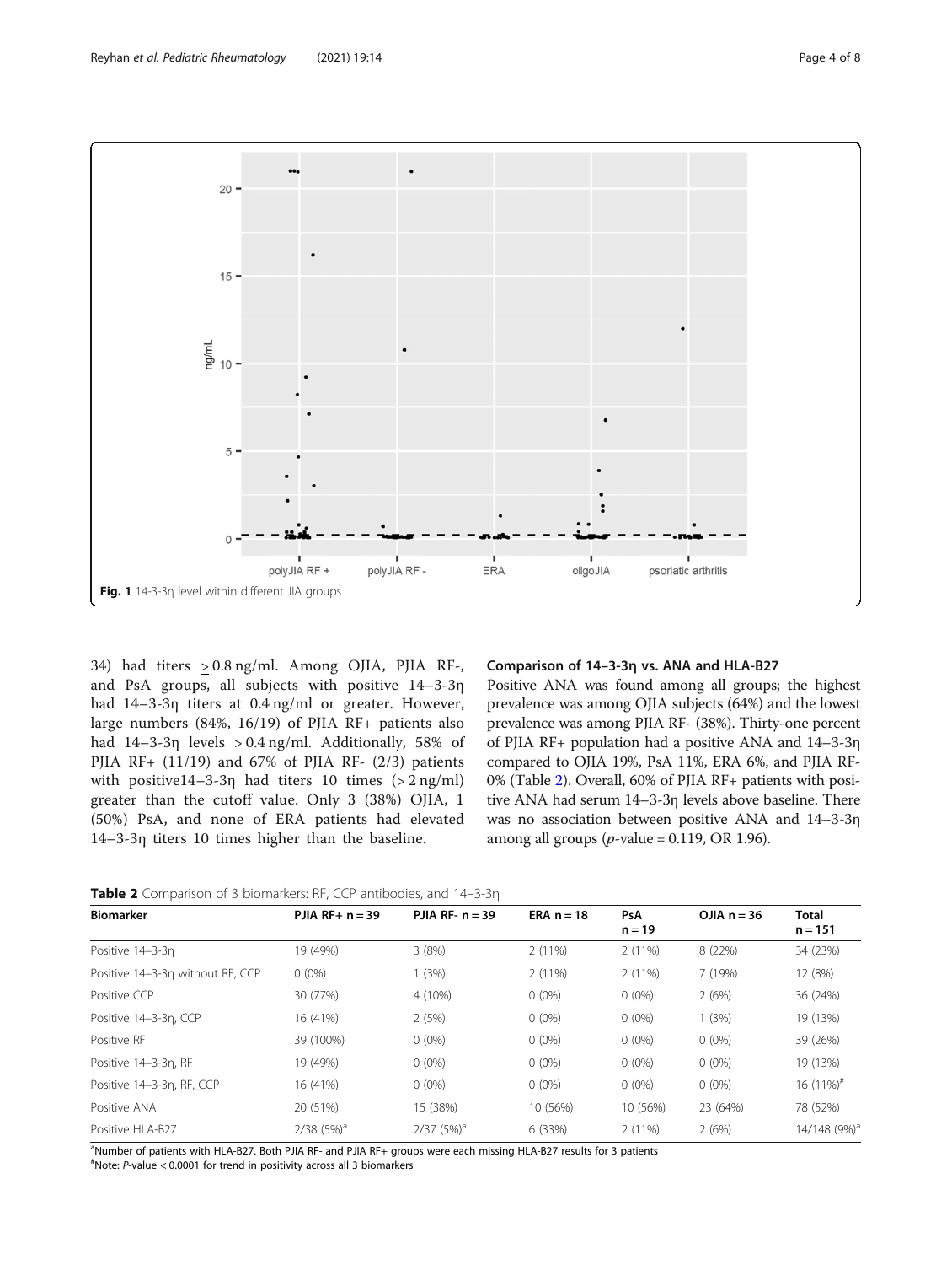Fig. 1 14-3-3η level within different JIA groups

34) had titers $\geq$0.8 ng/ml. Among OJIA, PJIA RF-, and PsA groups, all subjects with positive 14–3-3η had 14–3-3η titers at 0.4 ng/ml or greater. However, large numbers (84%, 16/19) of PJIA RF+ patients also had 14–3-3η levels $\geq$0.4 ng/ml. Additionally, 58% of PJIA RF+ (11/19) and 67% of PJIA RF- (2/3) patients with positive14–3-3η had titers 10 times (> 2 ng/ml) greater than the cutoff value. Only 3 (38%) OJIA, 1 (50%) PsA, and none of ERA patients had elevated 14–3-3η titers 10 times higher than the baseline.

### Comparison of 14–3-3η vs. ANA and HLA-B27

Positive ANA was found among all groups; the highest prevalence was among OJIA subjects (64%) and the lowest prevalence was among PJIA RF- (38%). Thirty-one percent of PJIA RF+ population had a positive ANA and 14–3-3η compared to OJIA 19%, PsA 11%, ERA 6%, and PJIA RF- 0% (Table 2). Overall, 60% of PJIA RF+ patients with positive ANA had serum 14–3-3η levels above baseline. There was no association between positive ANA and 14–3-3η among all groups (*p*-value = 0.119, OR 1.96).

**Table 2** Comparison of 3 biomarkers: RF, CCP antibodies, and 14–3-3η

| Biomarker | PJIA RF+ n = 39 | PJIA RF- n = 39 | ERA n = 18 | PsA n = 19 | OJIA n = 36 | Total n = 151 |
|---|---|---|---|---|---|---|
| Positive 14–3-3η | 19 (49%) | 3 (8%) | 2 (11%) | 2 (11%) | 8 (22%) | 34 (23%) |
| Positive 14–3-3η without RF, CCP | 0 (0%) | 1 (3%) | 2 (11%) | 2 (11%) | 7 (19%) | 12 (8%) |
| Positive CCP | 30 (77%) | 4 (10%) | 0 (0%) | 0 (0%) | 2 (6%) | 36 (24%) |
| Positive 14–3-3η, CCP | 16 (41%) | 2 (5%) | 0 (0%) | 0 (0%) | 1 (3%) | 19 (13%) |
| Positive RF | 39 (100%) | 0 (0%) | 0 (0%) | 0 (0%) | 0 (0%) | 39 (26%) |
| Positive 14–3-3η, RF | 19 (49%) | 0 (0%) | 0 (0%) | 0 (0%) | 0 (0%) | 19 (13%) |
| Positive 14–3-3η, RF, CCP | 16 (41%) | 0 (0%) | 0 (0%) | 0 (0%) | 0 (0%) | 16 (11%)[#] |
| Positive ANA | 20 (51%) | 15 (38%) | 10 (56%) | 10 (56%) | 23 (64%) | 78 (52%) |
| Positive HLA-B27 | 2/38 (5%)[a] | 2/37 (5%)[a] | 6 (33%) | 2 (11%) | 2 (6%) | 14/148 (9%)[a] |

[a]Number of patients with HLA-B27. Both PJIA RF- and PJIA RF+ groups were each missing HLA-B27 results for 3 patients
[#]Note: *P*-value < 0.0001 for trend in positivity across all 3 biomarkers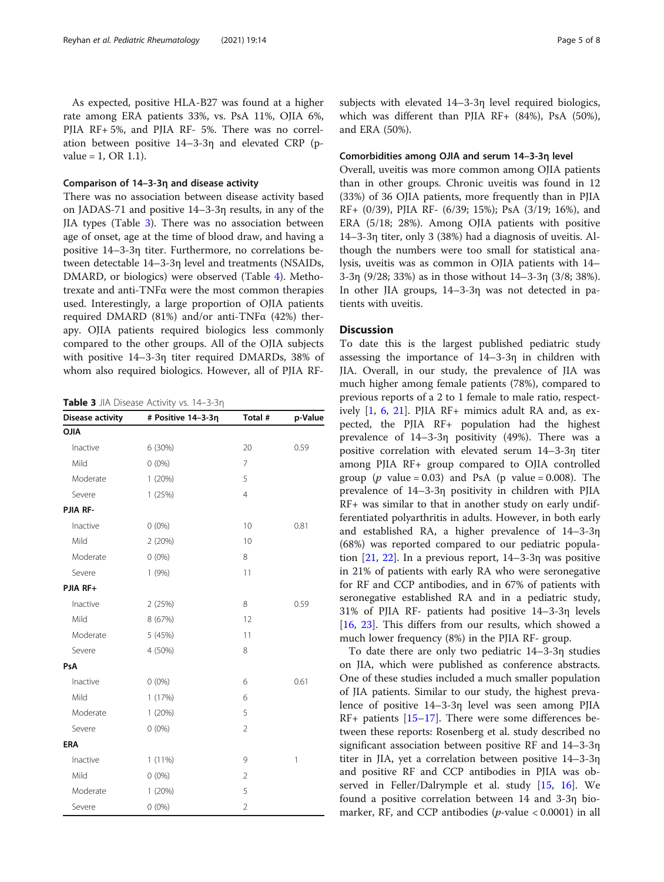As expected, positive HLA-B27 was found at a higher rate among ERA patients 33%, vs. PsA 11%, OJIA 6%, PJIA RF+ 5%, and PJIA RF- 5%. There was no correlation between positive 14–3-3η and elevated CRP (p-value = 1, OR 1.1).

#### Comparison of 14–3-3η and disease activity

There was no association between disease activity based on JADAS-71 and positive 14–3-3η results, in any of the JIA types (Table 3). There was no association between age of onset, age at the time of blood draw, and having a positive 14–3-3η titer. Furthermore, no correlations between detectable 14–3-3η level and treatments (NSAIDs, DMARD, or biologics) were observed (Table 4). Methotrexate and anti-TNFα were the most common therapies used. Interestingly, a large proportion of OJIA patients required DMARD (81%) and/or anti-TNFα (42%) therapy. OJIA patients required biologics less commonly compared to the other groups. All of the OJIA subjects with positive 14–3-3η titer required DMARDs, 38% of whom also required biologics. However, all of PJIA RF- subjects with elevated 14–3-3η level required biologics, which was different than PJIA RF+ (84%), PsA (50%), and ERA (50%).

**Table 3** JIA Disease Activity vs. 14–3-3η

| Disease activity | # Positive 14–3-3η | Total # | p-Value |
|---|---|---|---|
| **OJIA** | | | |
| Inactive | 6 (30%) | 20 | 0.59 |
| Mild | 0 (0%) | 7 | |
| Moderate | 1 (20%) | 5 | |
| Severe | 1 (25%) | 4 | |
| **PJIA RF-** | | | |
| Inactive | 0 (0%) | 10 | 0.81 |
| Mild | 2 (20%) | 10 | |
| Moderate | 0 (0%) | 8 | |
| Severe | 1 (9%) | 11 | |
| **PJIA RF+** | | | |
| Inactive | 2 (25%) | 8 | 0.59 |
| Mild | 8 (67%) | 12 | |
| Moderate | 5 (45%) | 11 | |
| Severe | 4 (50%) | 8 | |
| **PsA** | | | |
| Inactive | 0 (0%) | 6 | 0.61 |
| Mild | 1 (17%) | 6 | |
| Moderate | 1 (20%) | 5 | |
| Severe | 0 (0%) | 2 | |
| **ERA** | | | |
| Inactive | 1 (11%) | 9 | 1 |
| Mild | 0 (0%) | 2 | |
| Moderate | 1 (20%) | 5 | |
| Severe | 0 (0%) | 2 | |

#### Comorbidities among OJIA and serum 14–3-3η level

Overall, uveitis was more common among OJIA patients than in other groups. Chronic uveitis was found in 12 (33%) of 36 OJIA patients, more frequently than in PJIA RF+ (0/39), PJIA RF- (6/39; 15%); PsA (3/19; 16%), and ERA (5/18; 28%). Among OJIA patients with positive 14–3-3η titer, only 3 (38%) had a diagnosis of uveitis. Although the numbers were too small for statistical analysis, uveitis was as common in OJIA patients with 14–3-3η (9/28; 33%) as in those without 14–3-3η (3/8; 38%). In other JIA groups, 14–3-3η was not detected in patients with uveitis.

## Discussion

To date this is the largest published pediatric study assessing the importance of 14–3-3η in children with JIA. Overall, in our study, the prevalence of JIA was much higher among female patients (78%), compared to previous reports of a 2 to 1 female to male ratio, respectively [1, 6, 21]. PJIA RF+ mimics adult RA and, as expected, the PJIA RF+ population had the highest prevalence of 14–3-3η positivity (49%). There was a positive correlation with elevated serum 14–3-3η titer among PJIA RF+ group compared to OJIA controlled group ($p$ value = 0.03) and PsA (p value = 0.008). The prevalence of 14–3-3η positivity in children with PJIA RF+ was similar to that in another study on early undifferentiated polyarthritis in adults. However, in both early and established RA, a higher prevalence of 14–3-3η (68%) was reported compared to our pediatric population [21, 22]. In a previous report, 14–3-3η was positive in 21% of patients with early RA who were seronegative for RF and CCP antibodies, and in 67% of patients with seronegative established RA and in a pediatric study, 31% of PJIA RF- patients had positive 14–3-3η levels [16, 23]. This differs from our results, which showed a much lower frequency (8%) in the PJIA RF- group.

To date there are only two pediatric 14–3-3η studies on JIA, which were published as conference abstracts. One of these studies included a much smaller population of JIA patients. Similar to our study, the highest prevalence of positive 14–3-3η level was seen among PJIA RF+ patients [15–17]. There were some differences between these reports: Rosenberg et al. study described no significant association between positive RF and 14–3-3η titer in JIA, yet a correlation between positive 14–3-3η and positive RF and CCP antibodies in PJIA was observed in Feller/Dalrymple et al. study [15, 16]. We found a positive correlation between 14 and 3-3η biomarker, RF, and CCP antibodies ($p$-value < 0.0001) in all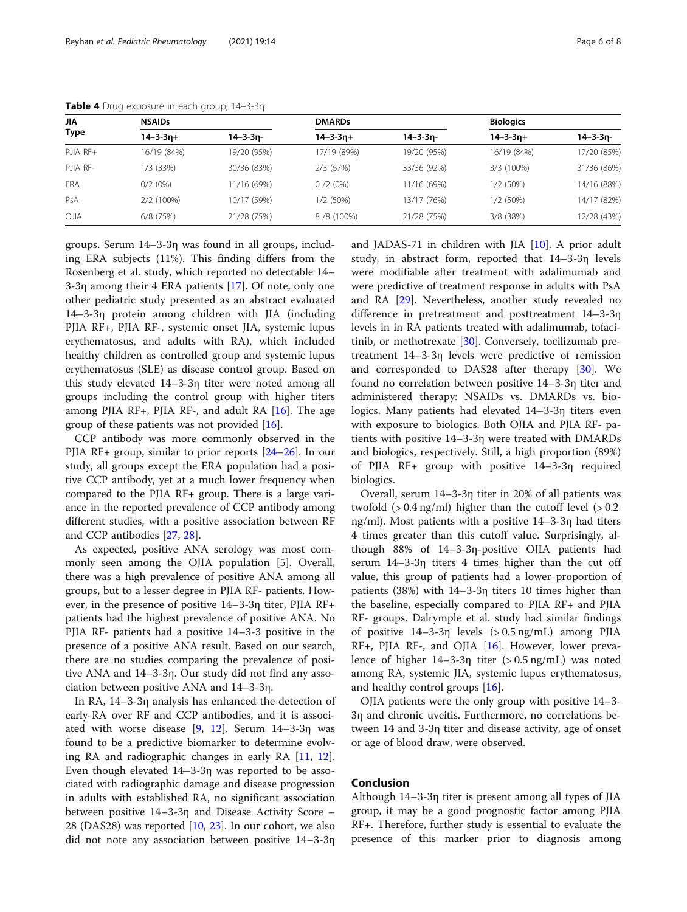**Table 4** Drug exposure in each group, 14–3-3η

| JIA Type | NSAIDs | | DMARDs | | Biologics | |
|---|---|---|---|---|---|---|
| | 14–3-3η+ | 14–3-3η- | 14–3-3η+ | 14–3-3η- | 14–3-3η+ | 14–3-3η- |
| PJIA RF+ | 16/19 (84%) | 19/20 (95%) | 17/19 (89%) | 19/20 (95%) | 16/19 (84%) | 17/20 (85%) |
| PJIA RF- | 1/3 (33%) | 30/36 (83%) | 2/3 (67%) | 33/36 (92%) | 3/3 (100%) | 31/36 (86%) |
| ERA | 0/2 (0%) | 11/16 (69%) | 0 /2 (0%) | 11/16 (69%) | 1/2 (50%) | 14/16 (88%) |
| PsA | 2/2 (100%) | 10/17 (59%) | 1/2 (50%) | 13/17 (76%) | 1/2 (50%) | 14/17 (82%) |
| OJIA | 6/8 (75%) | 21/28 (75%) | 8 /8 (100%) | 21/28 (75%) | 3/8 (38%) | 12/28 (43%) |

groups. Serum 14–3-3η was found in all groups, including ERA subjects (11%). This finding differs from the Rosenberg et al. study, which reported no detectable 14–3-3η among their 4 ERA patients [17]. Of note, only one other pediatric study presented as an abstract evaluated 14–3-3η protein among children with JIA (including PJIA RF+, PJIA RF-, systemic onset JIA, systemic lupus erythematosus, and adults with RA), which included healthy children as controlled group and systemic lupus erythematosus (SLE) as disease control group. Based on this study elevated 14–3-3η titer were noted among all groups including the control group with higher titers among PJIA RF+, PJIA RF-, and adult RA [16]. The age group of these patients was not provided [16].

CCP antibody was more commonly observed in the PJIA RF+ group, similar to prior reports [24–26]. In our study, all groups except the ERA population had a positive CCP antibody, yet at a much lower frequency when compared to the PJIA RF+ group. There is a large variance in the reported prevalence of CCP antibody among different studies, with a positive association between RF and CCP antibodies [27, 28].

As expected, positive ANA serology was most commonly seen in the OJIA population [5]. Overall, there was a high prevalence of positive ANA among all groups, but to a lesser degree in PJIA RF- patients. However, in the presence of positive 14–3-3η titer, PJIA RF+ patients had the highest prevalence of positive ANA. No PJIA RF- patients had a positive 14–3-3 positive in the presence of a positive ANA result. Based on our search, there are no studies comparing the prevalence of positive ANA and 14–3-3η. Our study did not find any association between positive ANA and 14–3-3η.

In RA, 14–3-3η analysis has enhanced the detection of early-RA over RF and CCP antibodies, and it is associated with worse disease [9, 12]. Serum 14–3-3η was found to be a predictive biomarker to determine evolving RA and radiographic changes in early RA [11, 12]. Even though elevated 14–3-3η was reported to be associated with radiographic damage and disease progression in adults with established RA, no significant association between positive 14–3-3η and Disease Activity Score – 28 (DAS28) was reported [10, 23]. In our cohort, we also did not note any association between positive 14–3-3η and JADAS-71 in children with JIA [10]. A prior adult study, in abstract form, reported that 14–3-3η levels were modifiable after treatment with adalimumab and were predictive of treatment response in adults with PsA and RA [29]. Nevertheless, another study revealed no difference in pretreatment and posttreatment 14–3-3η levels in in RA patients treated with adalimumab, tofacitinib, or methotrexate [30]. Conversely, tocilizumab pretreatment 14–3-3η levels were predictive of remission and corresponded to DAS28 after therapy [30]. We found no correlation between positive 14–3-3η titer and administered therapy: NSAIDs vs. DMARDs vs. biologics. Many patients had elevated 14–3-3η titers even with exposure to biologics. Both OJIA and PJIA RF- patients with positive 14–3-3η were treated with DMARDs and biologics, respectively. Still, a high proportion (89%) of PJIA RF+ group with positive 14–3-3η required biologics.

Overall, serum 14–3-3η titer in 20% of all patients was twofold (> 0.4 ng/ml) higher than the cutoff level (> 0.2 ng/ml). Most patients with a positive 14–3-3η had titers 4 times greater than this cutoff value. Surprisingly, although 88% of 14–3-3η-positive OJIA patients had serum 14–3-3η titers 4 times higher than the cut off value, this group of patients had a lower proportion of patients (38%) with 14–3-3η titers 10 times higher than the baseline, especially compared to PJIA RF+ and PJIA RF- groups. Dalrymple et al. study had similar findings of positive 14–3-3η levels (> 0.5 ng/mL) among PJIA RF+, PJIA RF-, and OJIA [16]. However, lower prevalence of higher 14–3-3η titer (> 0.5 ng/mL) was noted among RA, systemic JIA, systemic lupus erythematosus, and healthy control groups [16].

OJIA patients were the only group with positive 14–3-3η and chronic uveitis. Furthermore, no correlations between 14 and 3-3η titer and disease activity, age of onset or age of blood draw, were observed.

## Conclusion

Although 14–3-3η titer is present among all types of JIA group, it may be a good prognostic factor among PJIA RF+. Therefore, further study is essential to evaluate the presence of this marker prior to diagnosis among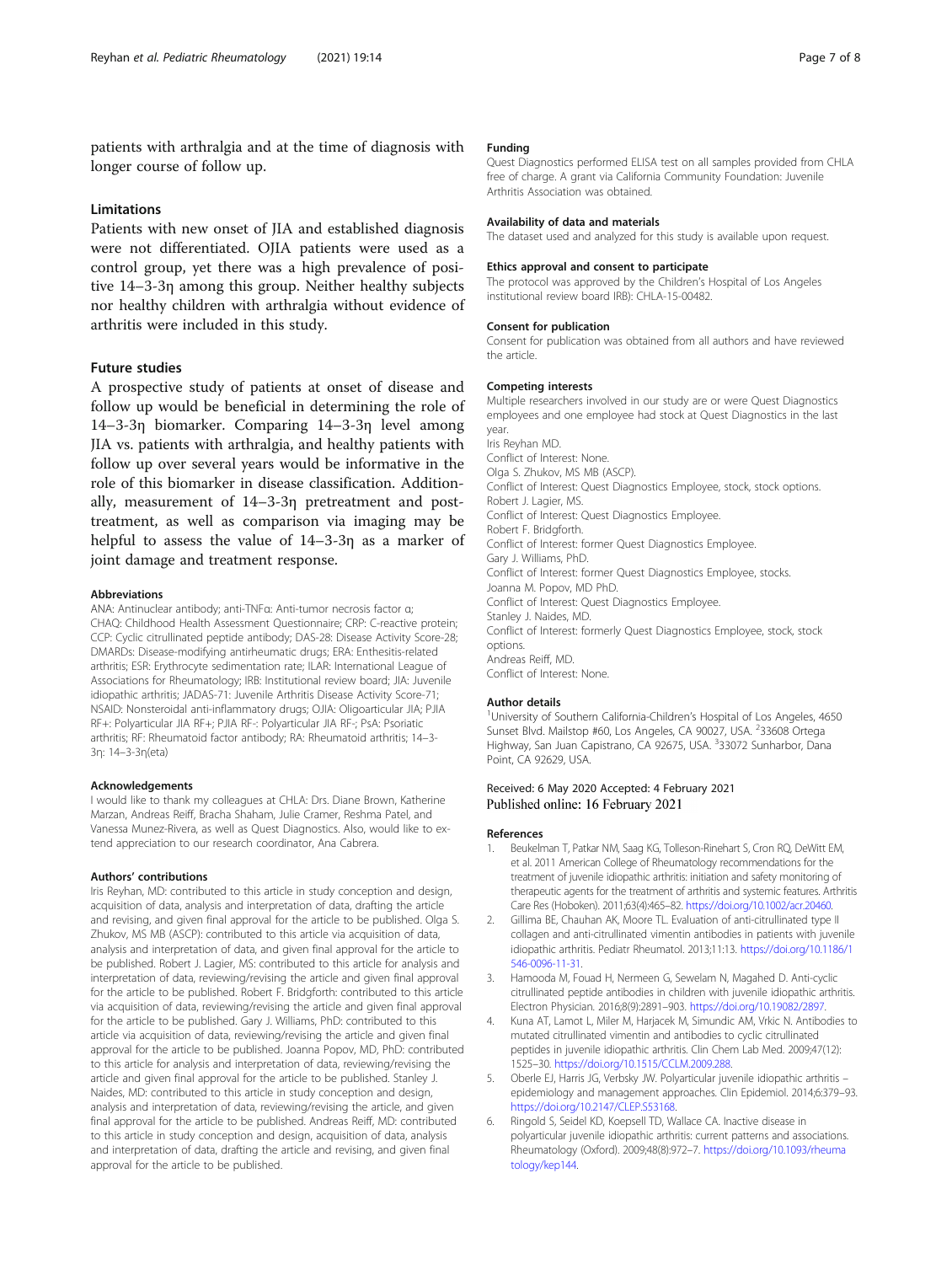patients with arthralgia and at the time of diagnosis with longer course of follow up.

## Limitations

Patients with new onset of JIA and established diagnosis were not differentiated. OJIA patients were used as a control group, yet there was a high prevalence of positive 14–3-3η among this group. Neither healthy subjects nor healthy children with arthralgia without evidence of arthritis were included in this study.

## Future studies

A prospective study of patients at onset of disease and follow up would be beneficial in determining the role of 14–3-3η biomarker. Comparing 14–3-3η level among JIA vs. patients with arthralgia, and healthy patients with follow up over several years would be informative in the role of this biomarker in disease classification. Additionally, measurement of 14–3-3η pretreatment and post-treatment, as well as comparison via imaging may be helpful to assess the value of 14–3-3η as a marker of joint damage and treatment response.

### Abbreviations

ANA: Antinuclear antibody; anti-TNFα: Anti-tumor necrosis factor α; CHAQ: Childhood Health Assessment Questionnaire; CRP: C-reactive protein; CCP: Cyclic citrullinated peptide antibody; DAS-28: Disease Activity Score-28; DMARDs: Disease-modifying antirheumatic drugs; ERA: Enthesitis-related arthritis; ESR: Erythrocyte sedimentation rate; ILAR: International League of Associations for Rheumatology; IRB: Institutional review board; JIA: Juvenile idiopathic arthritis; JADAS-71: Juvenile Arthritis Disease Activity Score-71; NSAID: Nonsteroidal anti-inflammatory drugs; OJIA: Oligoarticular JIA; PJIA RF+: Polyarticular JIA RF+; PJIA RF-: Polyarticular JIA RF-; PsA: Psoriatic arthritis; RF: Rheumatoid factor antibody; RA: Rheumatoid arthritis; 14–3-3η: 14–3-3η(eta)

### Acknowledgements

I would like to thank my colleagues at CHLA: Drs. Diane Brown, Katherine Marzan, Andreas Reiff, Bracha Shaham, Julie Cramer, Reshma Patel, and Vanessa Munez-Rivera, as well as Quest Diagnostics. Also, would like to extend appreciation to our research coordinator, Ana Cabrera.

### Authors' contributions

Iris Reyhan, MD: contributed to this article in study conception and design, acquisition of data, analysis and interpretation of data, drafting the article and revising, and given final approval for the article to be published. Olga S. Zhukov, MS MB (ASCP): contributed to this article via acquisition of data, analysis and interpretation of data, and given final approval for the article to be published. Robert J. Lagier, MS: contributed to this article for analysis and interpretation of data, reviewing/revising the article and given final approval for the article to be published. Robert F. Bridgforth: contributed to this article via acquisition of data, reviewing/revising the article and given final approval for the article to be published. Gary J. Williams, PhD: contributed to this article via acquisition of data, reviewing/revising the article and given final approval for the article to be published. Joanna Popov, MD, PhD: contributed to this article for analysis and interpretation of data, reviewing/revising the article and given final approval for the article to be published. Stanley J. Naides, MD: contributed to this article in study conception and design, analysis and interpretation of data, reviewing/revising the article, and given final approval for the article to be published. Andreas Reiff, MD: contributed to this article in study conception and design, acquisition of data, analysis and interpretation of data, drafting the article and revising, and given final approval for the article to be published.

### Funding

Quest Diagnostics performed ELISA test on all samples provided from CHLA free of charge. A grant via California Community Foundation: Juvenile Arthritis Association was obtained.

### Availability of data and materials

The dataset used and analyzed for this study is available upon request.

### Ethics approval and consent to participate

The protocol was approved by the Children's Hospital of Los Angeles institutional review board IRB): CHLA-15-00482.

### Consent for publication

Consent for publication was obtained from all authors and have reviewed the article.

### Competing interests

Multiple researchers involved in our study are or were Quest Diagnostics employees and one employee had stock at Quest Diagnostics in the last year.

Iris Reyhan MD.
Conflict of Interest: None.
Olga S. Zhukov, MS MB (ASCP).
Conflict of Interest: Quest Diagnostics Employee, stock, stock options.
Robert J. Lagier, MS.
Conflict of Interest: Quest Diagnostics Employee.
Robert F. Bridgforth.
Conflict of Interest: former Quest Diagnostics Employee.
Gary J. Williams, PhD.
Conflict of Interest: former Quest Diagnostics Employee, stocks.
Joanna M. Popov, MD PhD.
Conflict of Interest: Quest Diagnostics Employee.
Stanley J. Naides, MD.
Conflict of Interest: formerly Quest Diagnostics Employee, stock, stock options.
Andreas Reiff, MD.
Conflict of Interest: None.

### Author details

[1]University of Southern California-Children's Hospital of Los Angeles, 4650 Sunset Blvd. Mailstop #60, Los Angeles, CA 90027, USA. [2]33608 Ortega Highway, San Juan Capistrano, CA 92675, USA. [3]33072 Sunharbor, Dana Point, CA 92629, USA.

Received: 6 May 2020 Accepted: 4 February 2021
Published online: 16 February 2021

### References

1. Beukelman T, Patkar NM, Saag KG, Tolleson-Rinehart S, Cron RQ, DeWitt EM, et al. 2011 American College of Rheumatology recommendations for the treatment of juvenile idiopathic arthritis: initiation and safety monitoring of therapeutic agents for the treatment of arthritis and systemic features. Arthritis Care Res (Hoboken). 2011;63(4):465–82. https://doi.org/10.1002/acr.20460.
2. Gillima BE, Chauhan AK, Moore TL. Evaluation of anti-citrullinated type II collagen and anti-citrullinated vimentin antibodies in patients with juvenile idiopathic arthritis. Pediatr Rheumatol. 2013;11:13. https://doi.org/10.1186/1546-0096-11-31.
3. Hamooda M, Fouad H, Nermeen G, Sewelam N, Magahed D. Anti-cyclic citrullinated peptide antibodies in children with juvenile idiopathic arthritis. Electron Physician. 2016;8(9):2891–903. https://doi.org/10.19082/2897.
4. Kuna AT, Lamot L, Miler M, Harjacek M, Simundic AM, Vrkic N. Antibodies to mutated citrullinated vimentin and antibodies to cyclic citrullinated peptides in juvenile idiopathic arthritis. Clin Chem Lab Med. 2009;47(12): 1525–30. https://doi.org/10.1515/CCLM.2009.288.
5. Oberle EJ, Harris JG, Verbsky JW. Polyarticular juvenile idiopathic arthritis – epidemiology and management approaches. Clin Epidemiol. 2014;6:379–93. https://doi.org/10.2147/CLEP.S53168.
6. Ringold S, Seidel KD, Koepsell TD, Wallace CA. Inactive disease in polyarticular juvenile idiopathic arthritis: current patterns and associations. Rheumatology (Oxford). 2009;48(8):972–7. https://doi.org/10.1093/rheumatology/kep144.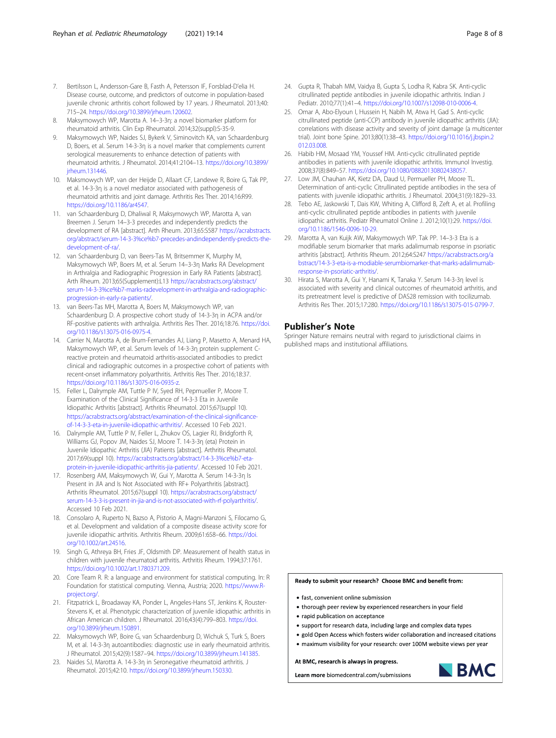7. Bertilsson L, Andersson-Gare B, Fasth A, Petersson IF, Forsblad-D'elia H. Disease course, outcome, and predictors of outcome in population-based juvenile chronic arthritis cohort followed by 17 years. J Rheumatol. 2013;40: 715–24. https://doi.org/10.3899/jrheum.120602.
8. Maksymowych WP, Marotta A. 14–3-3η: a novel biomarker platform for rheumatoid arthritis. Clin Exp Rheumatol. 2014;32(suppl):S-35-9.
9. Maksymowych WP, Naides SJ, Bykerk V, Siminovitch KA, van Schaardenburg D, Boers, et al. Serum 14-3-3η is a novel marker that complements current serological measurements to enhance detection of patients with rheumatoid arthritis. J Rheumatol. 2014;41:2104–13. https://doi.org/10.3899/jrheum.131446.
10. Maksmowych WP, van der Heijde D, Allaart CF, Landewe R, Boire G, Tak PP, et al. 14-3-3η is a novel mediator associated with pathogenesis of rheumatoid arthritis and joint damage. Arthritis Res Ther. 2014;16:R99. https://doi.org/10.1186/ar4547.
11. van Schaardenburg D, Dhaliwal R, Maksymowych WP, Marotta A, van Breemen J. Serum 14–3-3 precedes and independently predicts the development of RA [abstract]. Arth Rheum. 2013;65:S587 https://acrabstracts.org/abstract/serum-14-3-3%ce%b7-precedes-andindependently-predicts-the-development-of-ra/.
12. van Schaardenburg D, van Beers-Tas M, Britsemmer K, Murphy M, Maksymowych WP, Boers M, et al. Serum 14–3-3η Marks RA Development in Arthralgia and Radiographic Progression in Early RA Patients [abstract]. Arth Rheum. 2013;65(Supplement):L13 https://acrabstracts.org/abstract/serum-14-3-3%ce%b7-marks-radevelopment-in-arthralgia-and-radiographic-progression-in-early-ra-patients/.
13. van Beers-Tas MH, Marotta A, Boers M, Maksymowych WP, van Schaardenburg D. A prospective cohort study of 14-3-3η in ACPA and/or RF-positive patients with arthralgia. Arthritis Res Ther. 2016;18:76. https://doi.org/10.1186/s13075-016-0975-4.
14. Carrier N, Marotta A, de Brum-Fernandes AJ, Liang P, Masetto A, Menard HA, Maksymowych WP, et al. Serum levels of 14-3-3η protein supplement C-reactive protein and rheumatoid arthritis-associated antibodies to predict clinical and radiographic outcomes in a prospective cohort of patients with recent-onset inflammatory polyarthritis. Arthritis Res Ther. 2016;18:37. https://doi.org/10.1186/s13075-016-0935-z.
15. Feller L, Dalrymple AM, Tuttle P IV, Syed RH, Pepmueller P, Moore T. Examination of the Clinical Significance of 14-3-3 Eta in Juvenile Idiopathic Arthritis [abstract]. Arthritis Rheumatol. 2015;67(suppl 10). https://acrabstracts.org/abstract/examination-of-the-clinical-significance-of-14-3-3-eta-in-juvenile-idiopathic-arthritis/. Accessed 10 Feb 2021.
16. Dalrymple AM, Tuttle P IV, Feller L, Zhukov OS, Lagier RJ, Bridgforth R, Williams GJ, Popov JM, Naides SJ, Moore T. 14-3-3η (eta) Protein in Juvenile Idiopathic Arthritis (JIA) Patients [abstract]. Arthritis Rheumatol. 2017;69(suppl 10). https://acrabstracts.org/abstract/14-3-3%ce%b7-eta-protein-in-juvenile-idiopathic-arthritis-jia-patients/. Accessed 10 Feb 2021.
17. Rosenberg AM, Maksymowych W, Gui Y, Marotta A. Serum 14-3-3η Is Present in JIA and Is Not Associated with RF+ Polyarthritis [abstract]. Arthritis Rheumatol. 2015;67(suppl 10). https://acrabstracts.org/abstract/serum-14-3-3-is-present-in-jia-and-is-not-associated-with-rf-polyarthritis/. Accessed 10 Feb 2021.
18. Consolaro A, Ruperto N, Bazso A, Pistorio A, Magni-Manzoni S, Filocamo G, et al. Development and validation of a composite disease activity score for juvenile idiopathic arthritis. Arthritis Rheum. 2009;61:658–66. https://doi.org/10.1002/art.24516.
19. Singh G, Athreya BH, Fries JF, Oldsmith DP. Measurement of health status in children with juvenile rheumatoid arthritis. Arthritis Rheum. 1994;37:1761. https://doi.org/10.1002/art.1780371209.
20. Core Team R. R: a language and environment for statistical computing. In: R Foundation for statistical computing. Vienna, Austria; 2020. https://www.R-project.org/.
21. Fitzpatrick L, Broadaway KA, Ponder L, Angeles-Hans ST, Jenkins K, Rouster-Stevens K, et al. Phenotypic characterization of juvenile idiopathic arthritis in African American children. J Rheumatol. 2016;43(4):799–803. https://doi.org/10.3899/jrheum.150891.
22. Maksymowych WP, Boire G, van Schaardenburg D, Wichuk S, Turk S, Boers M, et al. 14-3-3η autoantibodies: diagnostic use in early rheumatoid arthritis. J Rheumatol. 2015;42(9):1587–94. https://doi.org/10.3899/jrheum.141385.
23. Naides SJ, Marotta A. 14-3-3η in Seronegative rheumatoid arthritis. J Rheumatol. 2015;42:10. https://doi.org/10.3899/jrheum.150330.
24. Gupta R, Thabah MM, Vaidya B, Gupta S, Lodha R, Kabra SK. Anti-cyclic citrullinated peptide antibodies in juvenile idiopathic arthritis. Indian J Pediatr. 2010;77(1):41–4. https://doi.org/10.1007/s12098-010-0006-4.
25. Omar A, Abo-Elyoun I, Hussein H, Nabih M, Atwa H, Gad S. Anti-cyclic citrullinated peptide (anti-CCP) antibody in juvenile idiopathic arthritis (JIA): correlations with disease activity and severity of joint damage (a multicenter trial). Joint bone Spine. 2013;80(1):38–43. https://doi.org/10.1016/j.jbspin.2012.03.008.
26. Habib HM, Mosaad YM, Youssef HM. Anti-cyclic citrullinated peptide antibodies in patients with juvenile idiopathic arthritis. Immunol Investig. 2008;37(8):849–57. https://doi.org/10.1080/08820130802438057.
27. Low JM, Chauhan AK, Kietz DA, Daud U, Permueller PH, Moore TL. Determination of anti-cyclic Citrullinated peptide antibodies in the sera of patients with juvenile idiopathic arthritis. J Rheumatol. 2004;31(9):1829–33.
28. Tebo AE, Jaskowski T, Dais KW, Whiting A, Clifford B, Zeft A, et al. Profiling anti-cyclic citrullinated peptide antibodies in patients with juvenile idiopathic arthritis. Pediatr Rheumatol Online J. 2012;10(1):29. https://doi.org/10.1186/1546-0096-10-29.
29. Marotta A, van Kuijk AW, Maksymowych WP. Tak PP. 14–3-3 Eta is a modifiable serum biomarker that marks adalimumab response in psoriatic arthritis [abstract]. Arthritis Rheum. 2012;64:S247 https://acrabstracts.org/abstract/14-3-3-eta-is-a-modiable-serumbiomarker-that-marks-adalimumab-response-in-psoriatic-arthritis/.
30. Hirata S, Marotta A, Gui Y, Hanami K, Tanaka Y. Serum 14-3-3η level is associated with severity and clinical outcomes of rheumatoid arthritis, and its pretreatment level is predictive of DAS28 remission with tocilizumab. Arthritis Res Ther. 2015;17:280. https://doi.org/10.1186/s13075-015-0799-7.

## Publisher's Note

Springer Nature remains neutral with regard to jurisdictional claims in published maps and institutional affiliations.